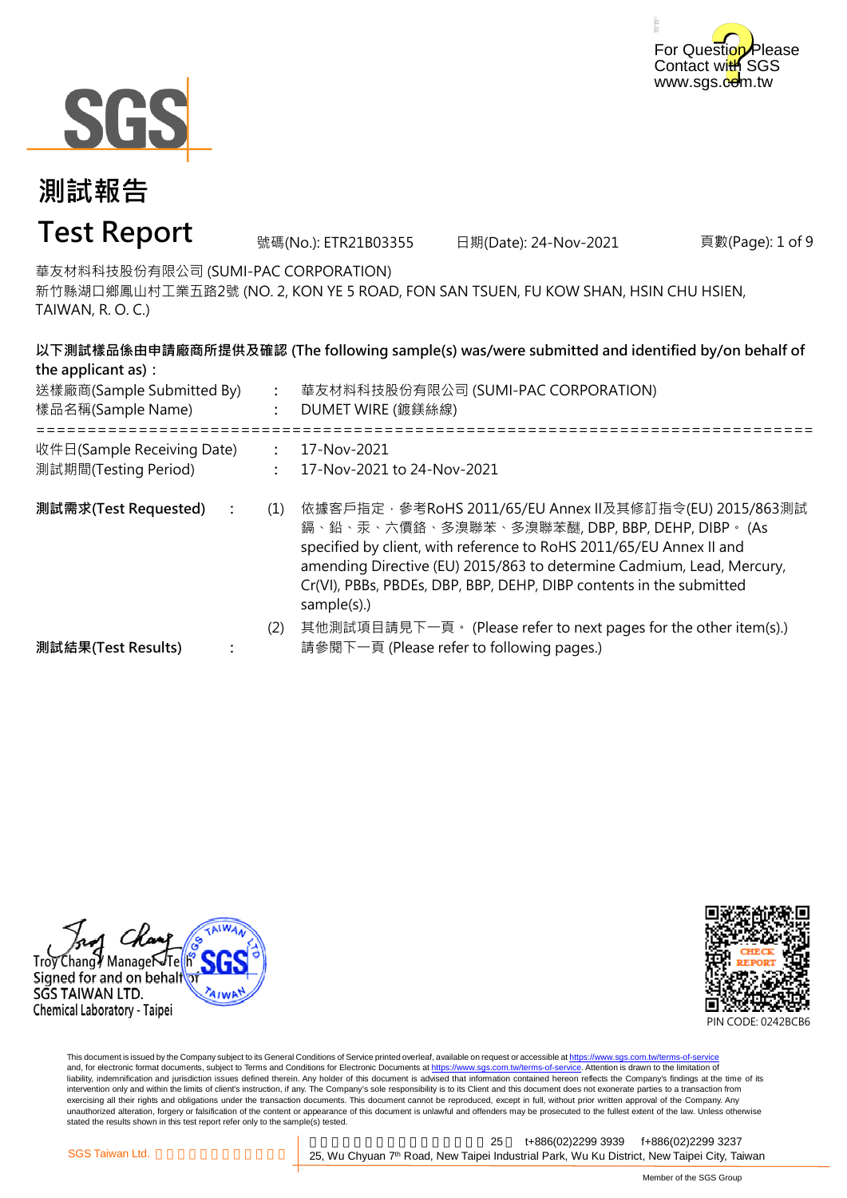For Question Please Contact with SGS
www.sgs.com.tw

# 測試報告
# Test Report

號碼(No.): ETR21B03355　　日期(Date): 24-Nov-2021

華友材料科技股份有限公司 (SUMI-PAC CORPORATION)
新竹縣湖口鄉鳳山村工業五路2號 (NO. 2, KON YE 5 ROAD, FON SAN TSUEN, FU KOW SHAN, HSIN CHU HSIEN, TAIWAN, R. O. C.)

**以下測試樣品係由申請廠商所提供及確認 (The following sample(s) was/were submitted and identified by/on behalf of the applicant as)：**

送樣廠商(Sample Submitted By) : 華友材料科技股份有限公司 (SUMI-PAC CORPORATION)
樣品名稱(Sample Name) : DUMET WIRE (鍍鎂絲線)

==========================================================================

收件日(Sample Receiving Date) : 17-Nov-2021
測試期間(Testing Period) : 17-Nov-2021 to 24-Nov-2021

**測試需求(Test Requested)** :

(1) 依據客戶指定，參考RoHS 2011/65/EU Annex II及其修訂指令(EU) 2015/863測試鎘、鉛、汞、六價鉻、多溴聯苯、多溴聯苯醚, DBP, BBP, DEHP, DIBP。 (As specified by client, with reference to RoHS 2011/65/EU Annex II and amending Directive (EU) 2015/863 to determine Cadmium, Lead, Mercury, Cr(VI), PBBs, PBDEs, DBP, BBP, DEHP, DIBP contents in the submitted sample(s).)

(2) 其他測試項目請見下一頁。 (Please refer to next pages for the other item(s).)

**測試結果(Test Results)** : 請參閱下一頁 (Please refer to following pages.)

Troy Chang / Manager - Tech
Signed for and on behalf of
SGS TAIWAN LTD.
Chemical Laboratory - Taipei

PIN CODE: 0242BCB6

This document is issued by the Company subject to its General Conditions of Service printed overleaf, available on request or accessible at https://www.sgs.com.tw/terms-of-service and, for electronic format documents, subject to Terms and Conditions for Electronic Documents at https://www.sgs.com.tw/terms-of-service. Attention is drawn to the limitation of liability, indemnification and jurisdiction issues defined therein. Any holder of this document is advised that information contained hereon reflects the Company's findings at the time of its intervention only and within the limits of client's instruction, if any. The Company's sole responsibility is to its Client and this document does not exonerate parties to a transaction from exercising all their rights and obligations under the transaction documents. This document cannot be reproduced, except in full, without prior written approval of the Company. Any unauthorized alteration, forgery or falsification of the content or appearance of this document is unlawful and offenders may be prosecuted to the fullest extent of the law. Unless otherwise stated the results shown in this test report refer only to the sample(s) tested.

SGS Taiwan Ltd. 25 t+886(02)2299 3939 f+886(02)2299 3237
25, Wu Chyuan 7th Road, New Taipei Industrial Park, Wu Ku District, New Taipei City, Taiwan

Member of the SGS Group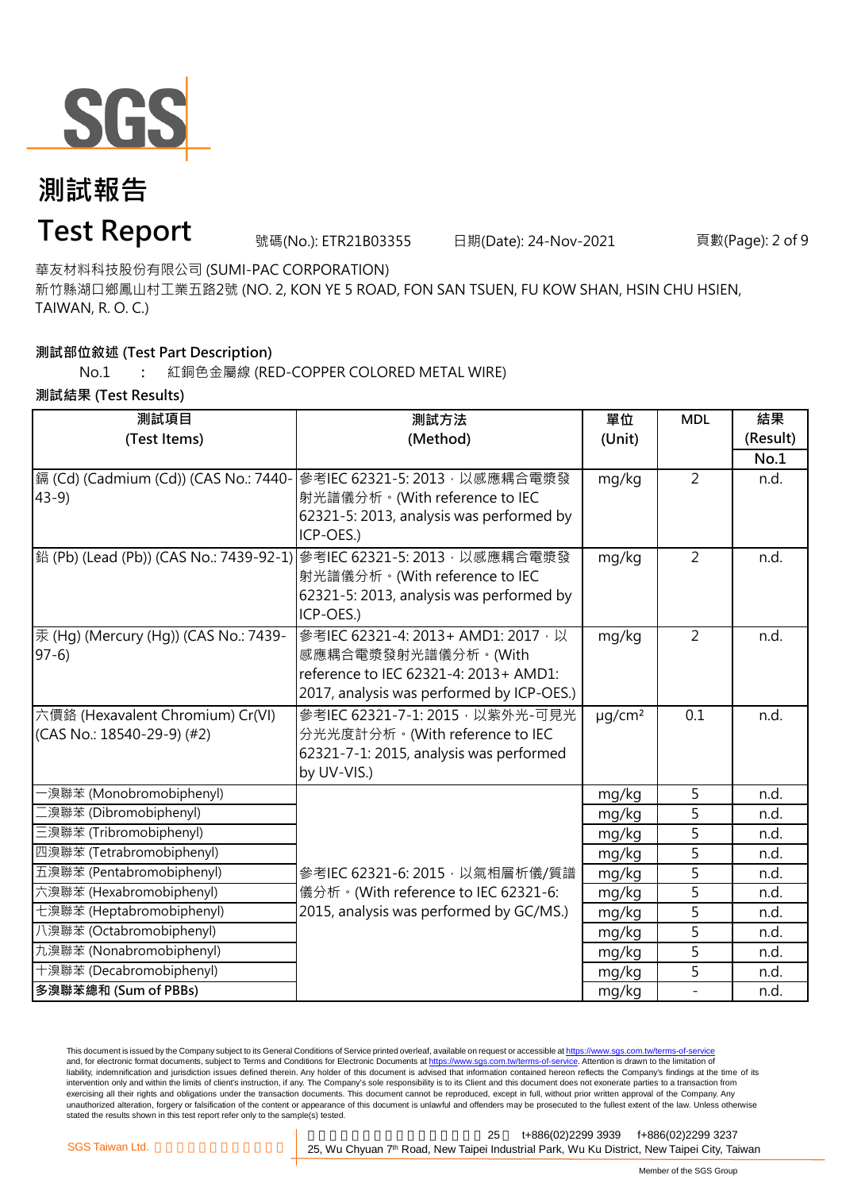# 測試報告

# Test Report

號碼(No.): ETR21B03355　　日期(Date): 24-Nov-2021

華友材料科技股份有限公司 (SUMI-PAC CORPORATION)

新竹縣湖口鄉鳳山村工業五路2號 (NO. 2, KON YE 5 ROAD, FON SAN TSUEN, FU KOW SHAN, HSIN CHU HSIEN, TAIWAN, R. O. C.)

**測試部位敘述 (Test Part Description)**

No.1　：　紅銅色金屬線 (RED-COPPER COLORED METAL WIRE)

**測試結果 (Test Results)**

| 測試項目 (Test Items) | 測試方法 (Method) | 單位 (Unit) | MDL | 結果 (Result) No.1 |
|---|---|---|---|---|
| 鎘 (Cd) (Cadmium (Cd)) (CAS No.: 7440-43-9) | 參考IEC 62321-5: 2013，以感應耦合電漿發射光譜儀分析。(With reference to IEC 62321-5: 2013, analysis was performed by ICP-OES.) | mg/kg | 2 | n.d. |
| 鉛 (Pb) (Lead (Pb)) (CAS No.: 7439-92-1) | 參考IEC 62321-5: 2013，以感應耦合電漿發射光譜儀分析。(With reference to IEC 62321-5: 2013, analysis was performed by ICP-OES.) | mg/kg | 2 | n.d. |
| 汞 (Hg) (Mercury (Hg)) (CAS No.: 7439-97-6) | 參考IEC 62321-4: 2013+ AMD1: 2017，以感應耦合電漿發射光譜儀分析。(With reference to IEC 62321-4: 2013+ AMD1: 2017, analysis was performed by ICP-OES.) | mg/kg | 2 | n.d. |
| 六價鉻 (Hexavalent Chromium) Cr(VI) (CAS No.: 18540-29-9) (#2) | 參考IEC 62321-7-1: 2015，以紫外光-可見光分光光度計分析。(With reference to IEC 62321-7-1: 2015, analysis was performed by UV-VIS.) | μg/cm² | 0.1 | n.d. |
| 一溴聯苯 (Monobromobiphenyl) | 參考IEC 62321-6: 2015，以氣相層析儀/質譜儀分析。(With reference to IEC 62321-6: 2015, analysis was performed by GC/MS.) | mg/kg | 5 | n.d. |
| 二溴聯苯 (Dibromobiphenyl) | | mg/kg | 5 | n.d. |
| 三溴聯苯 (Tribromobiphenyl) | | mg/kg | 5 | n.d. |
| 四溴聯苯 (Tetrabromobiphenyl) | | mg/kg | 5 | n.d. |
| 五溴聯苯 (Pentabromobiphenyl) | | mg/kg | 5 | n.d. |
| 六溴聯苯 (Hexabromobiphenyl) | | mg/kg | 5 | n.d. |
| 七溴聯苯 (Heptabromobiphenyl) | | mg/kg | 5 | n.d. |
| 八溴聯苯 (Octabromobiphenyl) | | mg/kg | 5 | n.d. |
| 九溴聯苯 (Nonabromobiphenyl) | | mg/kg | 5 | n.d. |
| 十溴聯苯 (Decabromobiphenyl) | | mg/kg | 5 | n.d. |
| **多溴聯苯總和 (Sum of PBBs)** | | mg/kg | - | n.d. |

This document is issued by the Company subject to its General Conditions of Service printed overleaf, available on request or accessible at https://www.sgs.com.tw/terms-of-service and, for electronic format documents, subject to Terms and Conditions for Electronic Documents at https://www.sgs.com.tw/terms-of-service. Attention is drawn to the limitation of liability, indemnification and jurisdiction issues defined therein. Any holder of this document is advised that information contained hereon reflects the Company's findings at the time of its intervention only and within the limits of client's instruction, if any. The Company's sole responsibility is to its Client and this document does not exonerate parties to a transaction from exercising all their rights and obligations under the transaction documents. This document cannot be reproduced, except in full, without prior written approval of the Company. Any unauthorized alteration, forgery or falsification of the content or appearance of this document is unlawful and offenders may be prosecuted to the fullest extent of the law. Unless otherwise stated the results shown in this test report refer only to the sample(s) tested.

SGS Taiwan Ltd.　t+886(02)2299 3939　f+886(02)2299 3237

25, Wu Chyuan 7th Road, New Taipei Industrial Park, Wu Ku District, New Taipei City, Taiwan

Member of the SGS Group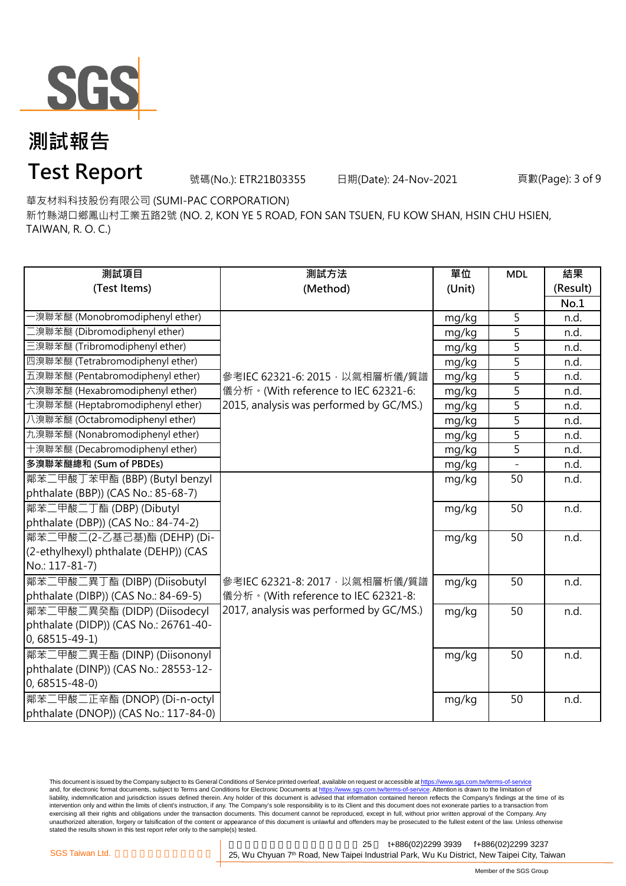# 測試報告

# Test Report

號碼(No.): ETR21B03355　日期(Date): 24-Nov-2021

華友材料科技股份有限公司 (SUMI-PAC CORPORATION)

新竹縣湖口鄉鳳山村工業五路2號 (NO. 2, KON YE 5 ROAD, FON SAN TSUEN, FU KOW SHAN, HSIN CHU HSIEN, TAIWAN, R. O. C.)

| 測試項目 (Test Items) | 測試方法 (Method) | 單位 (Unit) | MDL | 結果 (Result) No.1 |
|---|---|---|---|---|
| 一溴聯苯醚 (Monobromodiphenyl ether) | 參考IEC 62321-6: 2015，以氣相層析儀/質譜儀分析。(With reference to IEC 62321-6: 2015, analysis was performed by GC/MS.) | mg/kg | 5 | n.d. |
| 二溴聯苯醚 (Dibromodiphenyl ether) | | mg/kg | 5 | n.d. |
| 三溴聯苯醚 (Tribromodiphenyl ether) | | mg/kg | 5 | n.d. |
| 四溴聯苯醚 (Tetrabromodiphenyl ether) | | mg/kg | 5 | n.d. |
| 五溴聯苯醚 (Pentabromodiphenyl ether) | | mg/kg | 5 | n.d. |
| 六溴聯苯醚 (Hexabromodiphenyl ether) | | mg/kg | 5 | n.d. |
| 七溴聯苯醚 (Heptabromodiphenyl ether) | | mg/kg | 5 | n.d. |
| 八溴聯苯醚 (Octabromodiphenyl ether) | | mg/kg | 5 | n.d. |
| 九溴聯苯醚 (Nonabromodiphenyl ether) | | mg/kg | 5 | n.d. |
| 十溴聯苯醚 (Decabromodiphenyl ether) | | mg/kg | 5 | n.d. |
| **多溴聯苯醚總和 (Sum of PBDEs)** | | mg/kg | - | n.d. |
| 鄰苯二甲酸丁苯甲酯 (BBP) (Butyl benzyl phthalate (BBP)) (CAS No.: 85-68-7) | 參考IEC 62321-8: 2017，以氣相層析儀/質譜儀分析。(With reference to IEC 62321-8: 2017, analysis was performed by GC/MS.) | mg/kg | 50 | n.d. |
| 鄰苯二甲酸二丁酯 (DBP) (Dibutyl phthalate (DBP)) (CAS No.: 84-74-2) | | mg/kg | 50 | n.d. |
| 鄰苯二甲酸二(2-乙基己基)酯 (DEHP) (Di-(2-ethylhexyl) phthalate (DEHP)) (CAS No.: 117-81-7) | | mg/kg | 50 | n.d. |
| 鄰苯二甲酸二異丁酯 (DIBP) (Diisobutyl phthalate (DIBP)) (CAS No.: 84-69-5) | | mg/kg | 50 | n.d. |
| 鄰苯二甲酸二異癸酯 (DIDP) (Diisodecyl phthalate (DIDP)) (CAS No.: 26761-40-0, 68515-49-1) | | mg/kg | 50 | n.d. |
| 鄰苯二甲酸二異壬酯 (DINP) (Diisononyl phthalate (DINP)) (CAS No.: 28553-12-0, 68515-48-0) | | mg/kg | 50 | n.d. |
| 鄰苯二甲酸二正辛酯 (DNOP) (Di-n-octyl phthalate (DNOP)) (CAS No.: 117-84-0) | | mg/kg | 50 | n.d. |

This document is issued by the Company subject to its General Conditions of Service printed overleaf, available on request or accessible at https://www.sgs.com.tw/terms-of-service and, for electronic format documents, subject to Terms and Conditions for Electronic Documents at https://www.sgs.com.tw/terms-of-service. Attention is drawn to the limitation of liability, indemnification and jurisdiction issues defined therein. Any holder of this document is advised that information contained hereon reflects the Company's findings at the time of its intervention only and within the limits of client's instruction, if any. The Company's sole responsibility is to its Client and this document does not exonerate parties to a transaction from exercising all their rights and obligations under the transaction documents. This document cannot be reproduced, except in full, without prior written approval of the Company. Any unauthorized alteration, forgery or falsification of the content or appearance of this document is unlawful and offenders may be prosecuted to the fullest extent of the law. Unless otherwise stated the results shown in this test report refer only to the sample(s) tested.

SGS Taiwan Ltd. | 25, Wu Chyuan 7th Road, New Taipei Industrial Park, Wu Ku District, New Taipei City, Taiwan | t+886(02)2299 3939 f+886(02)2299 3237

Member of the SGS Group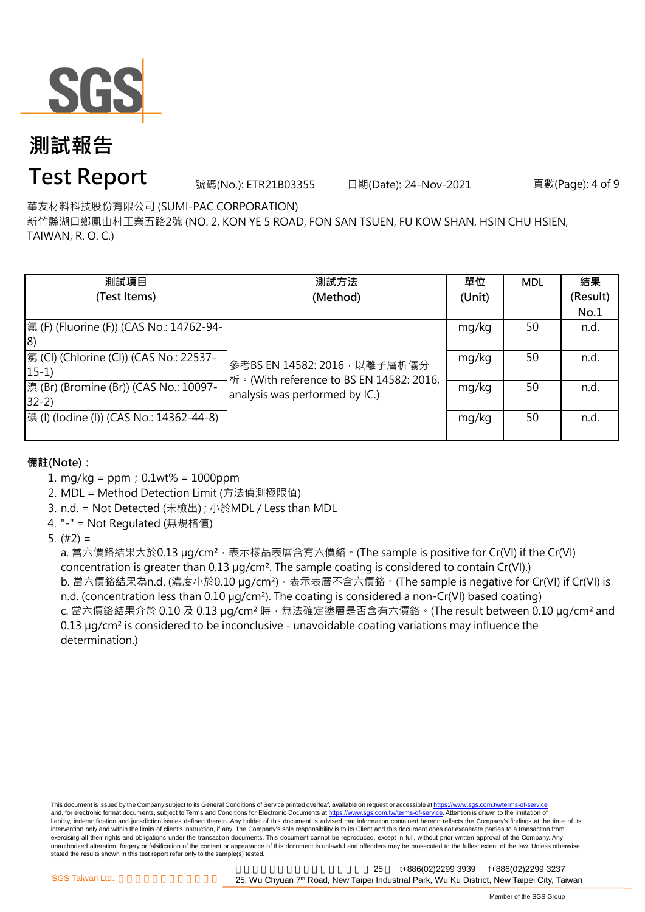# 測試報告

# Test Report

號碼(No.): ETR21B03355 日期(Date): 24-Nov-2021

華友材料科技股份有限公司 (SUMI-PAC CORPORATION)

新竹縣湖口鄉鳳山村工業五路2號 (NO. 2, KON YE 5 ROAD, FON SAN TSUEN, FU KOW SHAN, HSIN CHU HSIEN, TAIWAN, R. O. C.)

| 測試項目 (Test Items) | 測試方法 (Method) | 單位 (Unit) | MDL | 結果 (Result) No.1 |
|---|---|---|---|---|
| 氟 (F) (Fluorine (F)) (CAS No.: 14762-94-8) | 參考BS EN 14582: 2016，以離子層析儀分析。(With reference to BS EN 14582: 2016, analysis was performed by IC.) | mg/kg | 50 | n.d. |
| 氯 (Cl) (Chlorine (Cl)) (CAS No.: 22537-15-1) | | mg/kg | 50 | n.d. |
| 溴 (Br) (Bromine (Br)) (CAS No.: 10097-32-2) | | mg/kg | 50 | n.d. |
| 碘 (I) (Iodine (I)) (CAS No.: 14362-44-8) | | mg/kg | 50 | n.d. |

**備註(Note)：**

1. mg/kg = ppm；0.1wt% = 1000ppm
2. MDL = Method Detection Limit (方法偵測極限值)
3. n.d. = Not Detected (未檢出) ; 小於MDL / Less than MDL
4. "-" = Not Regulated (無規格值)
5. (#2) =

   a. 當六價鉻結果大於0.13 μg/cm²，表示樣品表層含有六價鉻。(The sample is positive for Cr(VI) if the Cr(VI) concentration is greater than 0.13 μg/cm². The sample coating is considered to contain Cr(VI).)

   b. 當六價鉻結果為n.d. (濃度小於0.10 μg/cm²)，表示表層不含六價鉻。(The sample is negative for Cr(VI) if Cr(VI) is n.d. (concentration less than 0.10 μg/cm²). The coating is considered a non-Cr(VI) based coating)

   c. 當六價鉻結果介於 0.10 及 0.13 μg/cm² 時，無法確定塗層是否含有六價鉻。(The result between 0.10 μg/cm² and 0.13 μg/cm² is considered to be inconclusive - unavoidable coating variations may influence the determination.)

This document is issued by the Company subject to its General Conditions of Service printed overleaf, available on request or accessible at https://www.sgs.com.tw/terms-of-service and, for electronic format documents, subject to Terms and Conditions for Electronic Documents at https://www.sgs.com.tw/terms-of-service. Attention is drawn to the limitation of liability, indemnification and jurisdiction issues defined therein. Any holder of this document is advised that information contained hereon reflects the Company's findings at the time of its intervention only and within the limits of client's instruction, if any. The Company's sole responsibility is to its Client and this document does not exonerate parties to a transaction from exercising all their rights and obligations under the transaction documents. This document cannot be reproduced, except in full, without prior written approval of the Company. Any unauthorized alteration, forgery or falsification of the content or appearance of this document is unlawful and offenders may be prosecuted to the fullest extent of the law. Unless otherwise stated the results shown in this test report refer only to the sample(s) tested.

SGS Taiwan Ltd. | 25, Wu Chyuan 7th Road, New Taipei Industrial Park, Wu Ku District, New Taipei City, Taiwan t+886(02)2299 3939 f+886(02)2299 3237

Member of the SGS Group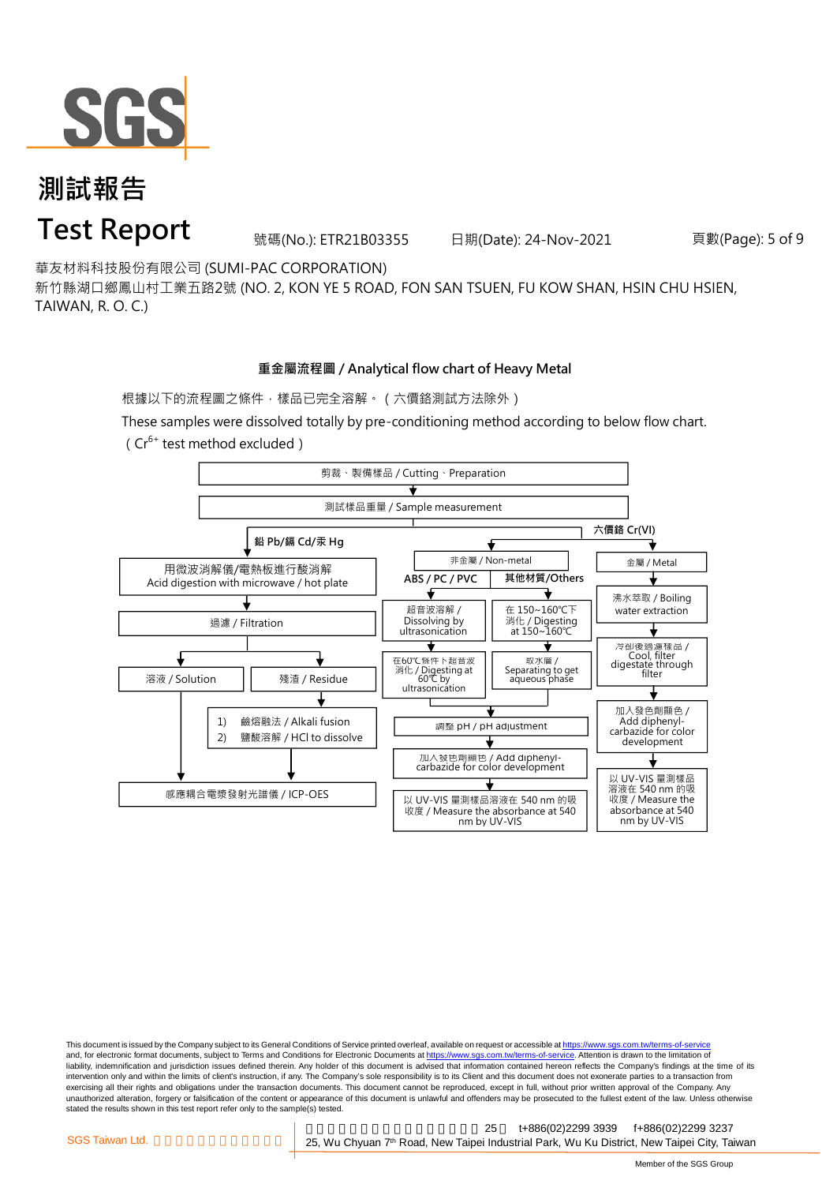# 測試報告

# Test Report

號碼(No.): ETR21B03355　　日期(Date): 24-Nov-2021

華友材料科技股份有限公司 (SUMI-PAC CORPORATION)

新竹縣湖口鄉鳳山村工業五路2號 (NO. 2, KON YE 5 ROAD, FON SAN TSUEN, FU KOW SHAN, HSIN CHU HSIEN, TAIWAN, R. O. C.)

### 重金屬流程圖 / Analytical flow chart of Heavy Metal

根據以下的流程圖之條件，樣品已完全溶解。（六價鉻測試方法除外）

These samples were dissolved totally by pre-conditioning method according to below flow chart. ( $Cr^{6+}$ test method excluded )

剪裁、製備樣品 / Cutting、Preparation
→ 測試樣品重量 / Sample measurement

**鉛 Pb/鎘 Cd/汞 Hg**
- 用微波消解儀/電熱板進行酸消解 / Acid digestion with microwave / hot plate
- 過濾 / Filtration
  - 溶液 / Solution → 感應耦合電漿發射光譜儀 / ICP-OES
  - 殘渣 / Residue → 1) 鹼熔融法 / Alkali fusion 2) 鹽酸溶解 / HCl to dissolve → 感應耦合電漿發射光譜儀 / ICP-OES

**六價鉻 Cr(VI)**
- 非金屬 / Non-metal
  - ABS / PC / PVC: 超音波溶解 / Dissolving by ultrasonication → 在60℃條件下超音波消化 / Digesting at 60℃ by ultrasonication
  - 其他材質/Others: 在 150~160℃下消化 / Digesting at 150~160℃ → 取水層 / Separating to get aqueous phase
  - → 調整 pH / pH adjustment → 加入發色劑顯色 / Add diphenyl-carbazide for color development → 以 UV-VIS 量測樣品溶液在 540 nm 的吸收度 / Measure the absorbance at 540 nm by UV-VIS
- 金屬 / Metal
  - 沸水萃取 / Boiling water extraction → 冷卻後過濾樣品 / Cool, filter digestate through filter → 加入發色劑顯色 / Add diphenyl-carbazide for color development → 以 UV-VIS 量測樣品溶液在 540 nm 的吸收度 / Measure the absorbance at 540 nm by UV-VIS

This document is issued by the Company subject to its General Conditions of Service printed overleaf, available on request or accessible at https://www.sgs.com.tw/terms-of-service and, for electronic format documents, subject to Terms and Conditions for Electronic Documents at https://www.sgs.com.tw/terms-of-service. Attention is drawn to the limitation of liability, indemnification and jurisdiction issues defined therein. Any holder of this document is advised that information contained hereon reflects the Company's findings at the time of its intervention only and within the limits of client's instruction, if any. The Company's sole responsibility is to its Client and this document does not exonerate parties to a transaction from exercising all their rights and obligations under the transaction documents. This document cannot be reproduced, except in full, without prior written approval of the Company. Any unauthorized alteration, forgery or falsification of the content or appearance of this document is unlawful and offenders may be prosecuted to the fullest extent of the law. Unless otherwise stated the results shown in this test report refer only to the sample(s) tested.

SGS Taiwan Ltd. | 25, Wu Chyuan 7th Road, New Taipei Industrial Park, Wu Ku District, New Taipei City, Taiwan | t+886(02)2299 3939 f+886(02)2299 3237

Member of the SGS Group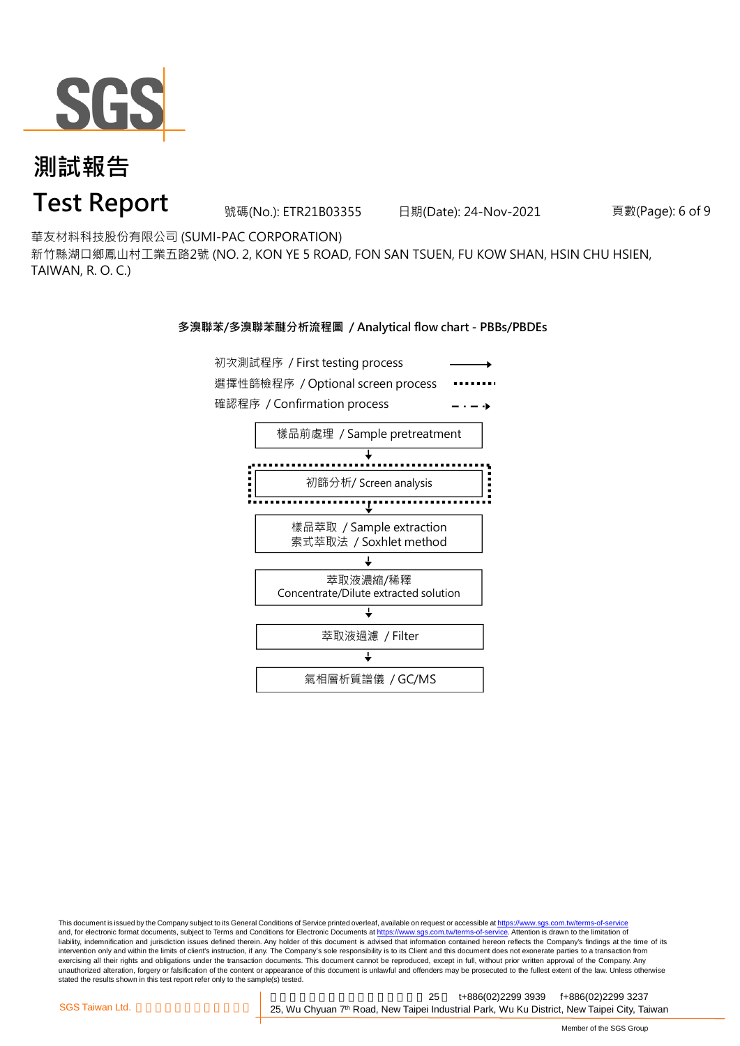# 測試報告

# Test Report

號碼(No.): ETR21B03355　　日期(Date): 24-Nov-2021

華友材料科技股份有限公司 (SUMI-PAC CORPORATION)

新竹縣湖口鄉鳳山村工業五路2號 (NO. 2, KON YE 5 ROAD, FON SAN TSUEN, FU KOW SHAN, HSIN CHU HSIEN, TAIWAN, R. O. C.)

## 多溴聯苯/多溴聯苯醚分析流程圖 / Analytical flow chart - PBBs/PBDEs

初次測試程序 / First testing process ⟶

選擇性篩檢程序 / Optional screen process ········

確認程序 / Confirmation process – · – ·›

樣品前處理 / Sample pretreatment

↓

初篩分析/ Screen analysis

↓

樣品萃取 / Sample extraction
索式萃取法 / Soxhlet method

↓

萃取液濃縮/稀釋
Concentrate/Dilute extracted solution

↓

萃取液過濾 / Filter

↓

氣相層析質譜儀 / GC/MS

This document is issued by the Company subject to its General Conditions of Service printed overleaf, available on request or accessible at https://www.sgs.com.tw/terms-of-service and, for electronic format documents, subject to Terms and Conditions for Electronic Documents at https://www.sgs.com.tw/terms-of-service. Attention is drawn to the limitation of liability, indemnification and jurisdiction issues defined therein. Any holder of this document is advised that information contained hereon reflects the Company's findings at the time of its intervention only and within the limits of client's instruction, if any. The Company's sole responsibility is to its Client and this document does not exonerate parties to a transaction from exercising all their rights and obligations under the transaction documents. This document cannot be reproduced, except in full, without prior written approval of the Company. Any unauthorized alteration, forgery or falsification of the content or appearance of this document is unlawful and offenders may be prosecuted to the fullest extent of the law. Unless otherwise stated the results shown in this test report refer only to the sample(s) tested.

SGS Taiwan Ltd. 　25 　t+886(02)2299 3939　f+886(02)2299 3237
25, Wu Chyuan 7th Road, New Taipei Industrial Park, Wu Ku District, New Taipei City, Taiwan

Member of the SGS Group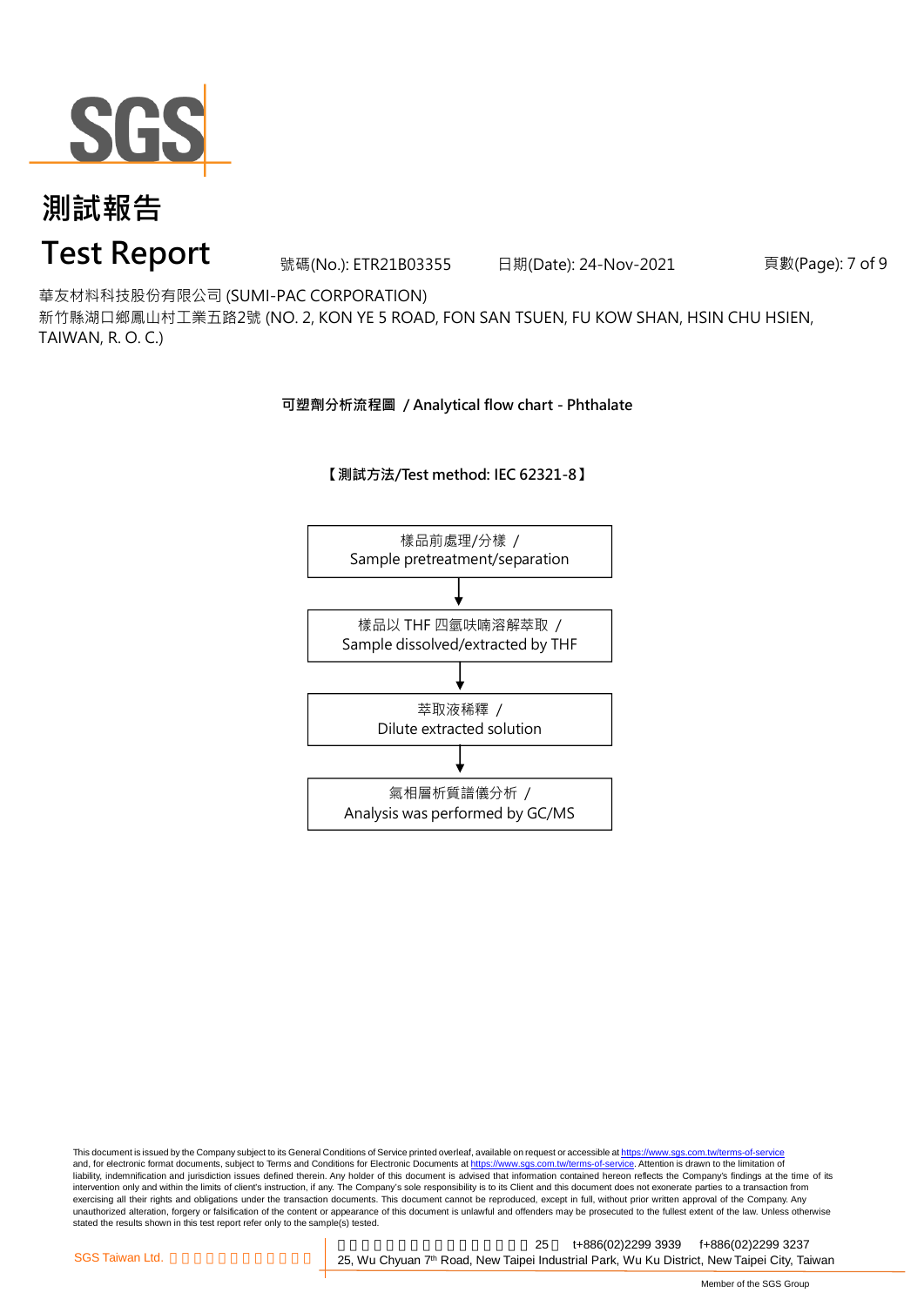# 測試報告

# Test Report

號碼(No.): ETR21B03355 日期(Date): 24-Nov-2021

華友材料科技股份有限公司 (SUMI-PAC CORPORATION)
新竹縣湖口鄉鳳山村工業五路2號 (NO. 2, KON YE 5 ROAD, FON SAN TSUEN, FU KOW SHAN, HSIN CHU HSIEN, TAIWAN, R. O. C.)

## 可塑劑分析流程圖 / Analytical flow chart - Phthalate

**【測試方法/Test method: IEC 62321-8】**

樣品前處理/分樣 /
Sample pretreatment/separation

↓

樣品以 THF 四氫呋喃溶解萃取 /
Sample dissolved/extracted by THF

↓

萃取液稀釋 /
Dilute extracted solution

↓

氣相層析質譜儀分析 /
Analysis was performed by GC/MS

This document is issued by the Company subject to its General Conditions of Service printed overleaf, available on request or accessible at https://www.sgs.com.tw/terms-of-service and, for electronic format documents, subject to Terms and Conditions for Electronic Documents at https://www.sgs.com.tw/terms-of-service. Attention is drawn to the limitation of liability, indemnification and jurisdiction issues defined therein. Any holder of this document is advised that information contained hereon reflects the Company's findings at the time of its intervention only and within the limits of client's instruction, if any. The Company's sole responsibility is to its Client and this document does not exonerate parties to a transaction from exercising all their rights and obligations under the transaction documents. This document cannot be reproduced, except in full, without prior written approval of the Company. Any unauthorized alteration, forgery or falsification of the content or appearance of this document is unlawful and offenders may be prosecuted to the fullest extent of the law. Unless otherwise stated the results shown in this test report refer only to the sample(s) tested.

SGS Taiwan Ltd. | 25 t+886(02)2299 3939 f+886(02)2299 3237
25, Wu Chyuan 7th Road, New Taipei Industrial Park, Wu Ku District, New Taipei City, Taiwan

Member of the SGS Group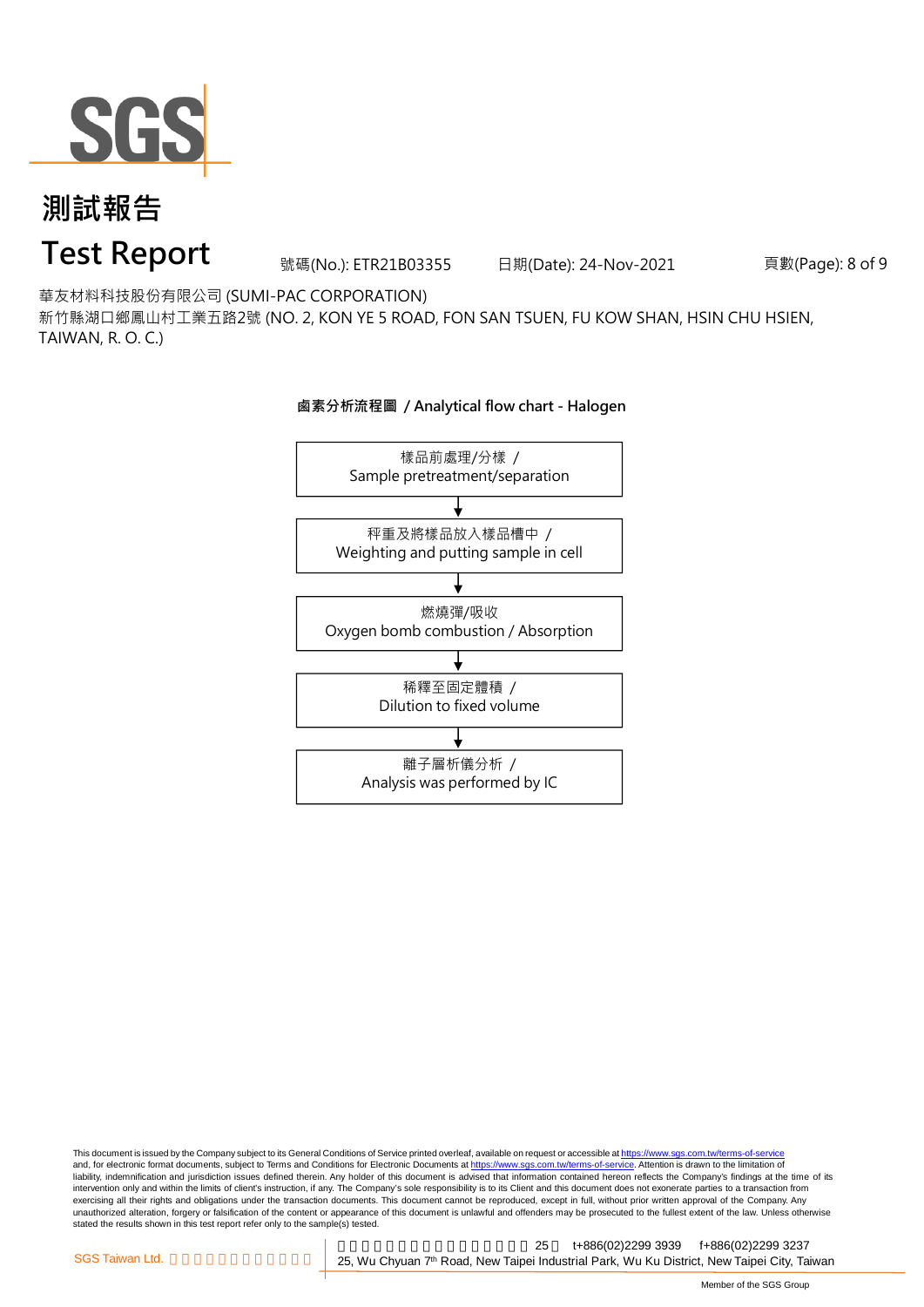# 測試報告

# Test Report

號碼(No.): ETR21B03355　日期(Date): 24-Nov-2021

華友材料科技股份有限公司 (SUMI-PAC CORPORATION)

新竹縣湖口鄉鳳山村工業五路2號 (NO. 2, KON YE 5 ROAD, FON SAN TSUEN, FU KOW SHAN, HSIN CHU HSIEN, TAIWAN, R. O. C.)

## 鹵素分析流程圖 / Analytical flow chart - Halogen

樣品前處理/分樣 / Sample pretreatment/separation

↓

秤重及將樣品放入樣品槽中 / Weighting and putting sample in cell

↓

燃燒彈/吸收 Oxygen bomb combustion / Absorption

↓

稀釋至固定體積 / Dilution to fixed volume

↓

離子層析儀分析 / Analysis was performed by IC

This document is issued by the Company subject to its General Conditions of Service printed overleaf, available on request or accessible at https://www.sgs.com.tw/terms-of-service and, for electronic format documents, subject to Terms and Conditions for Electronic Documents at https://www.sgs.com.tw/terms-of-service. Attention is drawn to the limitation of liability, indemnification and jurisdiction issues defined therein. Any holder of this document is advised that information contained hereon reflects the Company's findings at the time of its intervention only and within the limits of client's instruction, if any. The Company's sole responsibility is to its Client and this document does not exonerate parties to a transaction from exercising all their rights and obligations under the transaction documents. This document cannot be reproduced, except in full, without prior written approval of the Company. Any unauthorized alteration, forgery or falsification of the content or appearance of this document is unlawful and offenders may be prosecuted to the fullest extent of the law. Unless otherwise stated the results shown in this test report refer only to the sample(s) tested.

SGS Taiwan Ltd. 25 t+886(02)2299 3939 f+886(02)2299 3237

25, Wu Chyuan 7th Road, New Taipei Industrial Park, Wu Ku District, New Taipei City, Taiwan

Member of the SGS Group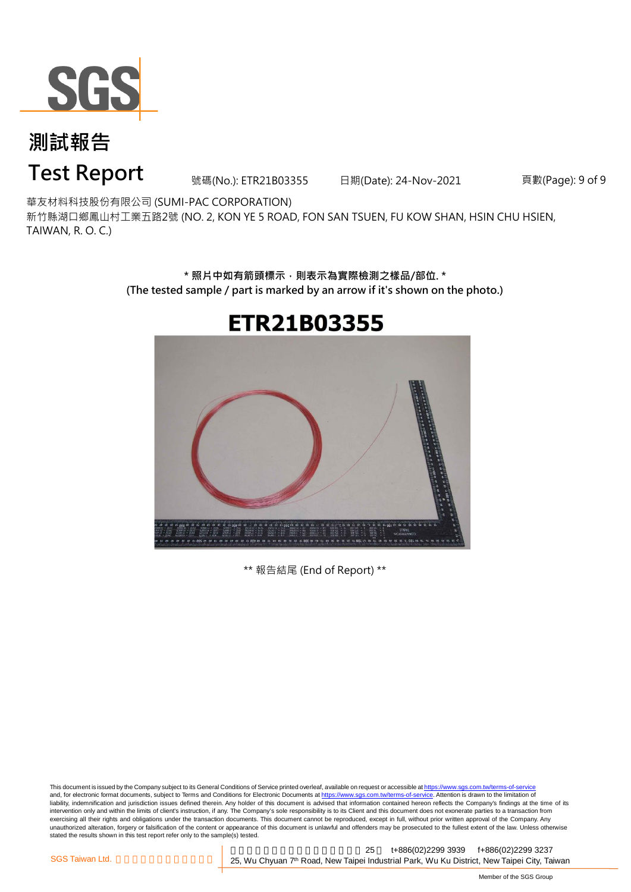# 測試報告

# Test Report

號碼(No.): ETR21B03355 日期(Date): 24-Nov-2021

華友材料科技股份有限公司 (SUMI-PAC CORPORATION)

新竹縣湖口鄉鳳山村工業五路2號 (NO. 2, KON YE 5 ROAD, FON SAN TSUEN, FU KOW SHAN, HSIN CHU HSIEN, TAIWAN, R. O. C.)

**\* 照片中如有箭頭標示，則表示為實際檢測之樣品/部位. \***

**(The tested sample / part is marked by an arrow if it's shown on the photo.)**

**ETR21B03355**

\*\* 報告結尾 (End of Report) \*\*

This document is issued by the Company subject to its General Conditions of Service printed overleaf, available on request or accessible at https://www.sgs.com.tw/terms-of-service and, for electronic format documents, subject to Terms and Conditions for Electronic Documents at https://www.sgs.com.tw/terms-of-service. Attention is drawn to the limitation of liability, indemnification and jurisdiction issues defined therein. Any holder of this document is advised that information contained hereon reflects the Company's findings at the time of its intervention only and within the limits of client's instruction, if any. The Company's sole responsibility is to its Client and this document does not exonerate parties to a transaction from exercising all their rights and obligations under the transaction documents. This document cannot be reproduced, except in full, without prior written approval of the Company. Any unauthorized alteration, forgery or falsification of the content or appearance of this document is unlawful and offenders may be prosecuted to the fullest extent of the law. Unless otherwise stated the results shown in this test report refer only to the sample(s) tested.

SGS Taiwan Ltd. | 25, Wu Chyuan 7th Road, New Taipei Industrial Park, Wu Ku District, New Taipei City, Taiwan | t+886(02)2299 3939 | f+886(02)2299 3237

Member of the SGS Group